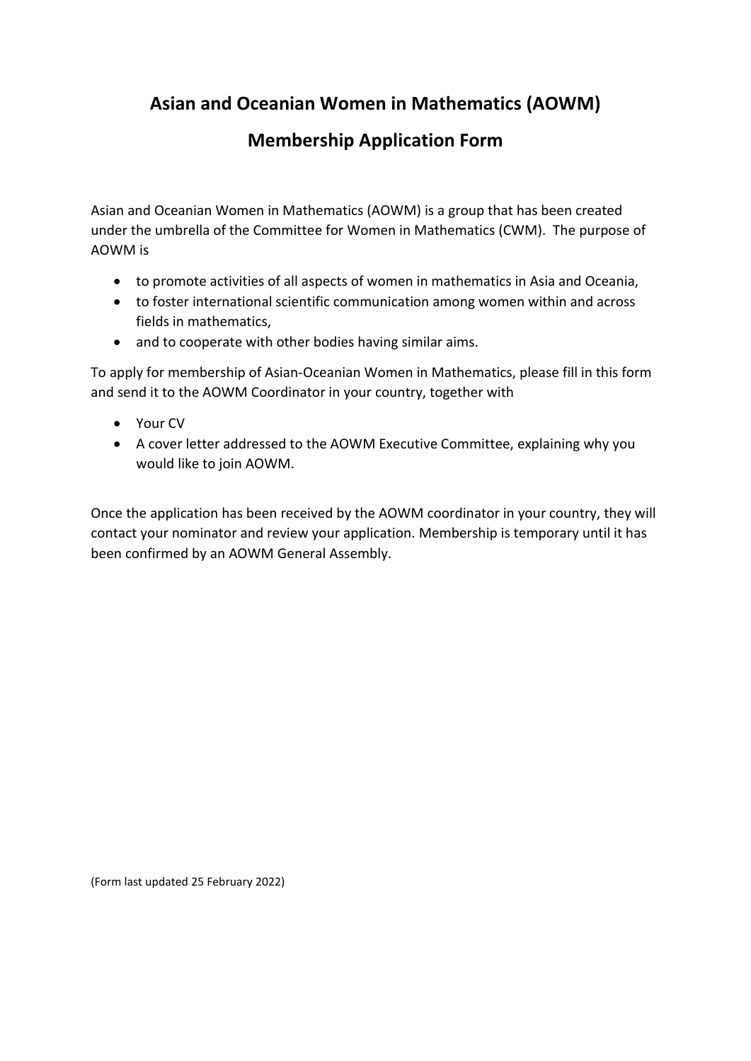# Asian and Oceanian Women in Mathematics (AOWM)

## Membership Application Form

Asian and Oceanian Women in Mathematics (AOWM) is a group that has been created under the umbrella of the Committee for Women in Mathematics (CWM). The purpose of AOWM is

- to promote activities of all aspects of women in mathematics in Asia and Oceania,
- to foster international scientific communication among women within and across fields in mathematics,
- and to cooperate with other bodies having similar aims.

To apply for membership of Asian-Oceanian Women in Mathematics, please fill in this form and send it to the AOWM Coordinator in your country, together with

- Your CV
- A cover letter addressed to the AOWM Executive Committee, explaining why you would like to join AOWM.

Once the application has been received by the AOWM coordinator in your country, they will contact your nominator and review your application. Membership is temporary until it has been confirmed by an AOWM General Assembly.

(Form last updated 25 February 2022)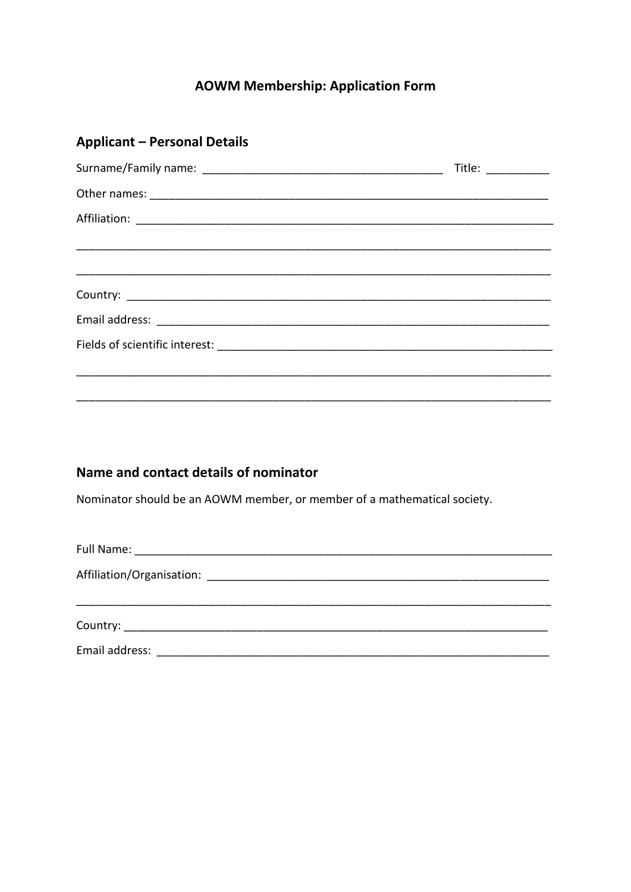# AOWM Membership: Application Form

## Applicant – Personal Details

Surname/Family name: _____________________________________ Title: __________

Other names: ______________________________________________________________

Affiliation: _________________________________________________________________

_________________________________________________________________________

_________________________________________________________________________

Country: ___________________________________________________________________

Email address: _____________________________________________________________

Fields of scientific interest: ___________________________________________________

_________________________________________________________________________

_________________________________________________________________________

## Name and contact details of nominator

Nominator should be an AOWM member, or member of a mathematical society.

Full Name: _________________________________________________________________

Affiliation/Organisation: _____________________________________________________

_________________________________________________________________________

Country: ___________________________________________________________________

Email address: _____________________________________________________________